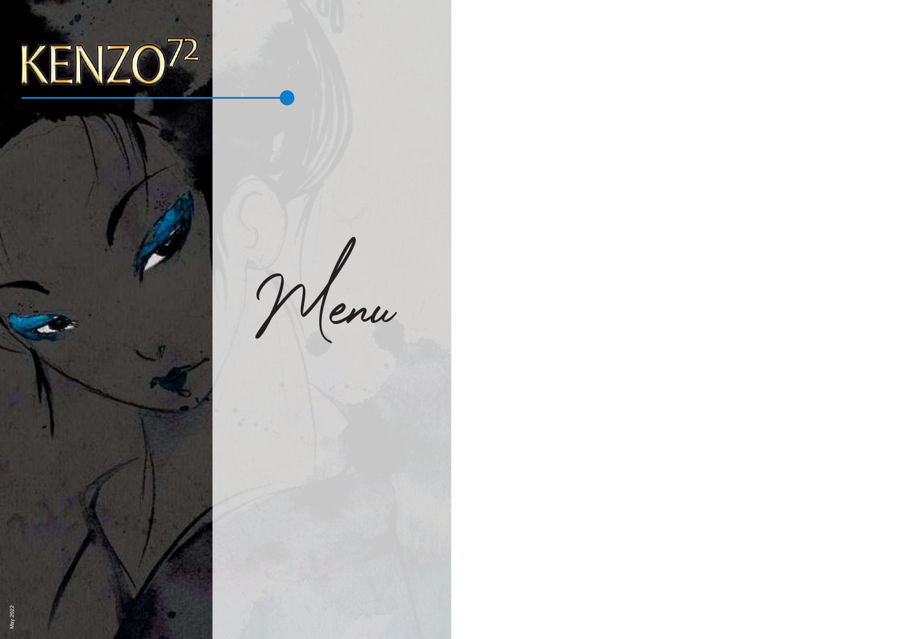# KENZO72

# Menu

May 2022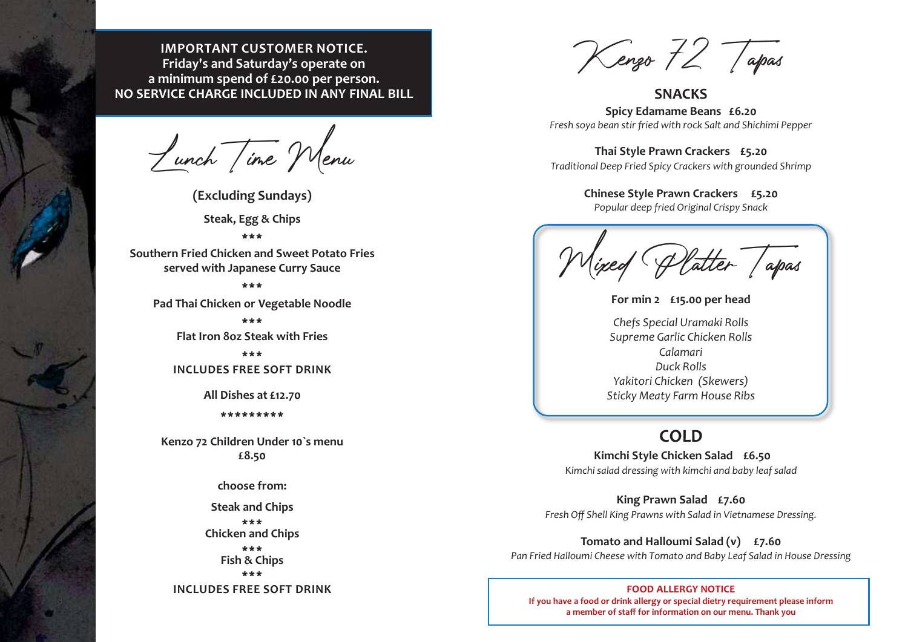**IMPORTANT CUSTOMER NOTICE.**
**Friday's and Saturday's operate on**
**a minimum spend of £20.00 per person.**
**NO SERVICE CHARGE INCLUDED IN ANY FINAL BILL**

# Lunch Time Menu

**(Excluding Sundays)**

**Steak, Egg & Chips**

***

**Southern Fried Chicken and Sweet Potato Fries served with Japanese Curry Sauce**

***

**Pad Thai Chicken or Vegetable Noodle**

***

**Flat Iron 8oz Steak with Fries**

***

**INCLUDES FREE SOFT DRINK**

**All Dishes at £12.70**

*********

**Kenzo 72 Children Under 10`s menu**
**£8.50**

**choose from:**

**Steak and Chips**

***

**Chicken and Chips**

***

**Fish & Chips**

***

**INCLUDES FREE SOFT DRINK**

# Kenzo 72 Tapas

## SNACKS

**Spicy Edamame Beans £6.20**
*Fresh soya bean stir fried with rock Salt and Shichimi Pepper*

**Thai Style Prawn Crackers £5.20**
*Traditional Deep Fried Spicy Crackers with grounded Shrimp*

**Chinese Style Prawn Crackers £5.20**
*Popular deep fried Original Crispy Snack*

## Mixed Platter Tapas

**For min 2 £15.00 per head**

*Chefs Special Uramaki Rolls*
*Supreme Garlic Chicken Rolls*
*Calamari*
*Duck Rolls*
*Yakitori Chicken (Skewers)*
*Sticky Meaty Farm House Ribs*

## COLD

**Kimchi Style Chicken Salad £6.50**
*Kimchi salad dressing with kimchi and baby leaf salad*

**King Prawn Salad £7.60**
*Fresh Off Shell King Prawns with Salad in Vietnamese Dressing.*

**Tomato and Halloumi Salad (v) £7.60**
*Pan Fried Halloumi Cheese with Tomato and Baby Leaf Salad in House Dressing*

**FOOD ALLERGY NOTICE**
**If you have a food or drink allergy or special dietry requirement please inform a member of staff for information on our menu. Thank you**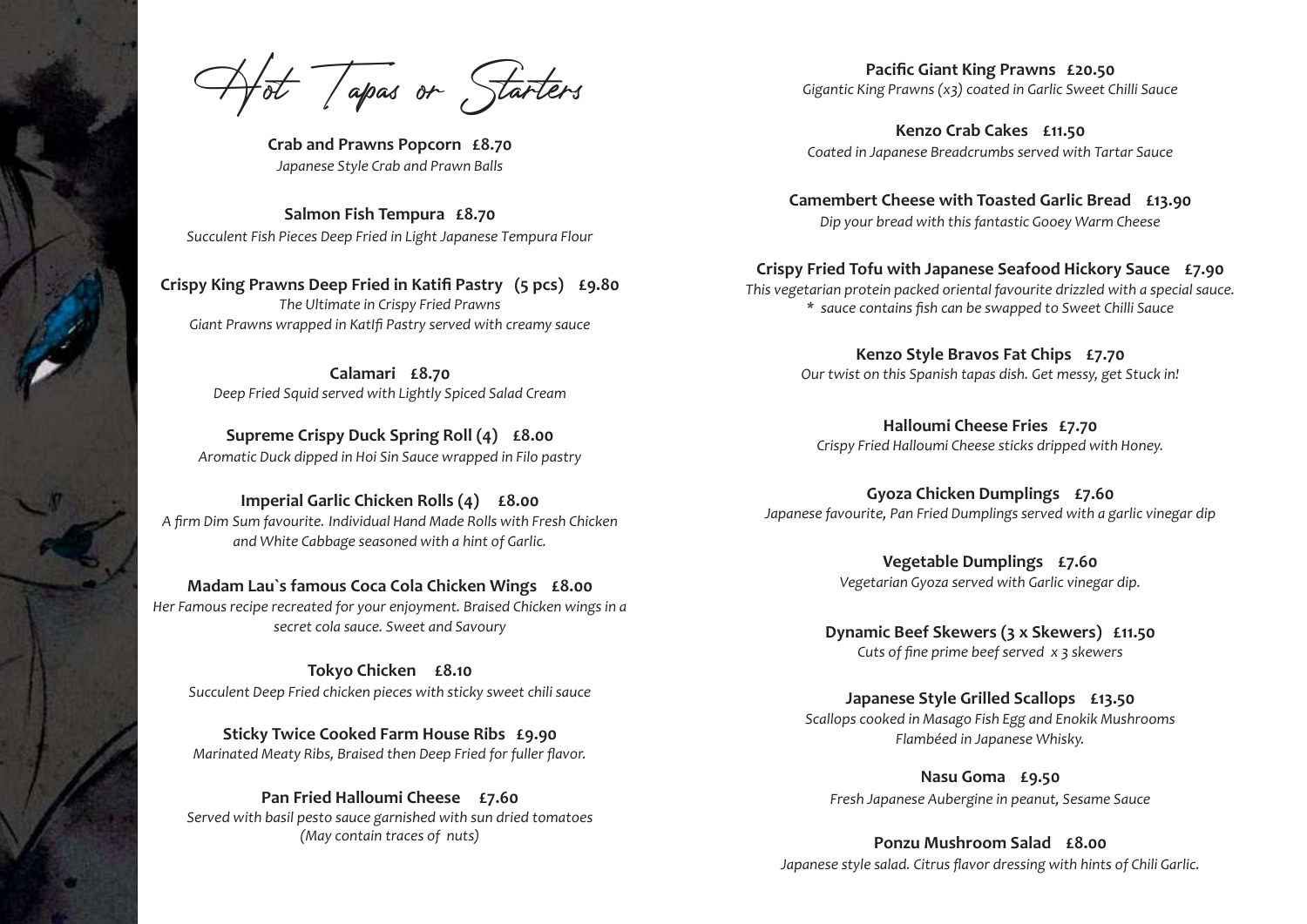# Hot Tapas or Starters

**Crab and Prawns Popcorn £8.70**
*Japanese Style Crab and Prawn Balls*

**Salmon Fish Tempura £8.70**
*Succulent Fish Pieces Deep Fried in Light Japanese Tempura Flour*

**Crispy King Prawns Deep Fried in Katifi Pastry (5 pcs) £9.80**
*The Ultimate in Crispy Fried Prawns*
*Giant Prawns wrapped in KatIfi Pastry served with creamy sauce*

**Calamari £8.70**
*Deep Fried Squid served with Lightly Spiced Salad Cream*

**Supreme Crispy Duck Spring Roll (4) £8.00**
*Aromatic Duck dipped in Hoi Sin Sauce wrapped in Filo pastry*

**Imperial Garlic Chicken Rolls (4) £8.00**
*A firm Dim Sum favourite. Individual Hand Made Rolls with Fresh Chicken and White Cabbage seasoned with a hint of Garlic.*

**Madam Lau`s famous Coca Cola Chicken Wings £8.00**
*Her Famous recipe recreated for your enjoyment. Braised Chicken wings in a secret cola sauce. Sweet and Savoury*

**Tokyo Chicken £8.10**
*Succulent Deep Fried chicken pieces with sticky sweet chili sauce*

**Sticky Twice Cooked Farm House Ribs £9.90**
*Marinated Meaty Ribs, Braised then Deep Fried for fuller flavor.*

**Pan Fried Halloumi Cheese £7.60**
*Served with basil pesto sauce garnished with sun dried tomatoes (May contain traces of nuts)*

**Pacific Giant King Prawns £20.50**
*Gigantic King Prawns (x3) coated in Garlic Sweet Chilli Sauce*

**Kenzo Crab Cakes £11.50**
*Coated in Japanese Breadcrumbs served with Tartar Sauce*

**Camembert Cheese with Toasted Garlic Bread £13.90**
*Dip your bread with this fantastic Gooey Warm Cheese*

**Crispy Fried Tofu with Japanese Seafood Hickory Sauce £7.90**
*This vegetarian protein packed oriental favourite drizzled with a special sauce.*
*\* sauce contains fish can be swapped to Sweet Chilli Sauce*

**Kenzo Style Bravos Fat Chips £7.70**
*Our twist on this Spanish tapas dish. Get messy, get Stuck in!*

**Halloumi Cheese Fries £7.70**
*Crispy Fried Halloumi Cheese sticks dripped with Honey.*

**Gyoza Chicken Dumplings £7.60**
*Japanese favourite, Pan Fried Dumplings served with a garlic vinegar dip*

**Vegetable Dumplings £7.60**
*Vegetarian Gyoza served with Garlic vinegar dip.*

**Dynamic Beef Skewers (3 x Skewers) £11.50**
*Cuts of fine prime beef served x 3 skewers*

**Japanese Style Grilled Scallops £13.50**
*Scallops cooked in Masago Fish Egg and Enokik Mushrooms Flambéed in Japanese Whisky.*

**Nasu Goma £9.50**
*Fresh Japanese Aubergine in peanut, Sesame Sauce*

**Ponzu Mushroom Salad £8.00**
*Japanese style salad. Citrus flavor dressing with hints of Chili Garlic.*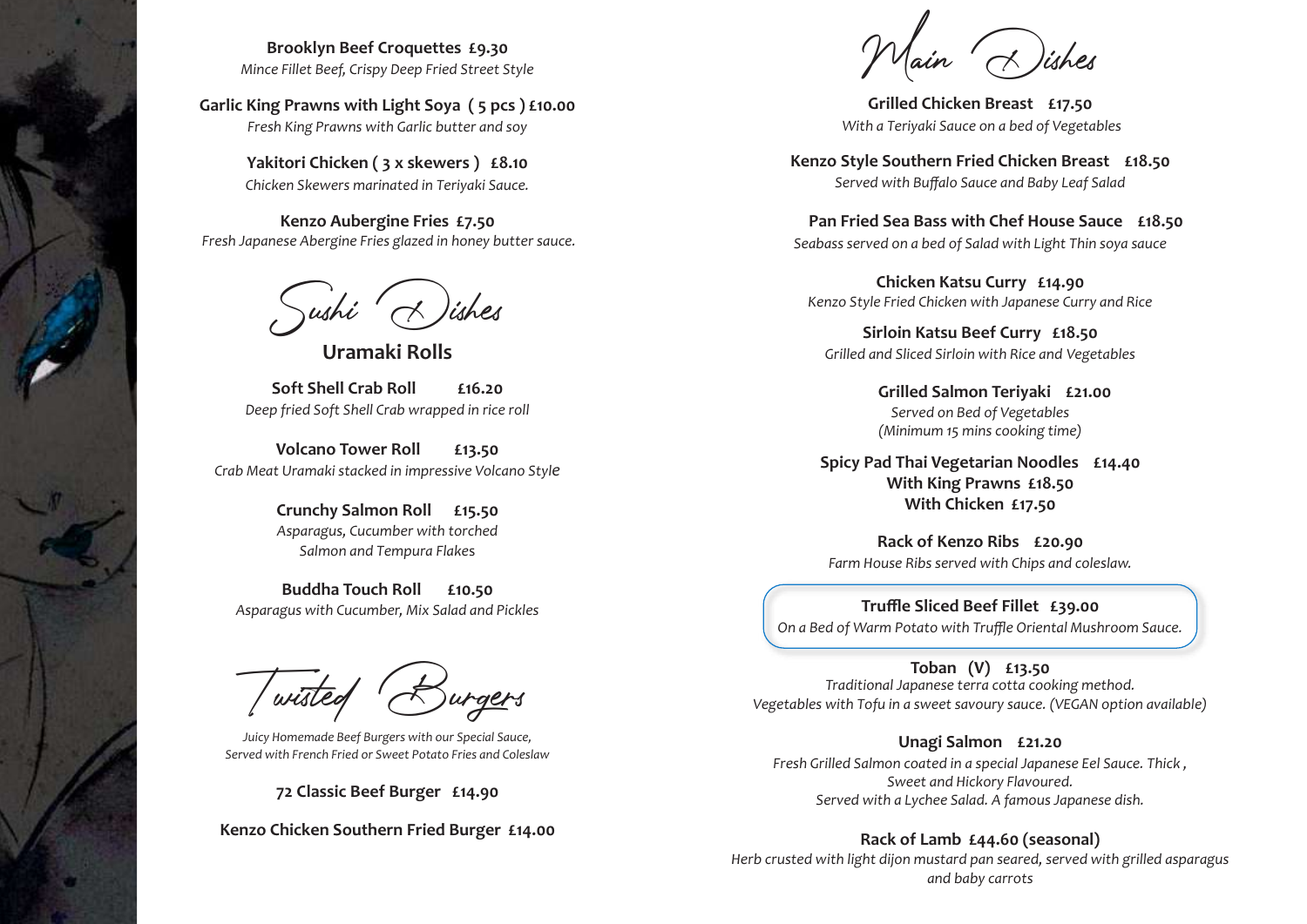**Brooklyn Beef Croquettes £9.30**
*Mince Fillet Beef, Crispy Deep Fried Street Style*

**Garlic King Prawns with Light Soya ( 5 pcs ) £10.00**
*Fresh King Prawns with Garlic butter and soy*

**Yakitori Chicken ( 3 x skewers ) £8.10**
*Chicken Skewers marinated in Teriyaki Sauce.*

**Kenzo Aubergine Fries £7.50**
*Fresh Japanese Abergine Fries glazed in honey butter sauce.*

# Sushi Dishes

## Uramaki Rolls

**Soft Shell Crab Roll £16.20**
*Deep fried Soft Shell Crab wrapped in rice roll*

**Volcano Tower Roll £13.50**
*Crab Meat Uramaki stacked in impressive Volcano Style*

**Crunchy Salmon Roll £15.50**
*Asparagus, Cucumber with torched Salmon and Tempura Flakes*

**Buddha Touch Roll £10.50**
*Asparagus with Cucumber, Mix Salad and Pickles*

# Twisted Burgers

*Juicy Homemade Beef Burgers with our Special Sauce, Served with French Fried or Sweet Potato Fries and Coleslaw*

**72 Classic Beef Burger £14.90**

**Kenzo Chicken Southern Fried Burger £14.00**

# Main Dishes

**Grilled Chicken Breast £17.50**
*With a Teriyaki Sauce on a bed of Vegetables*

**Kenzo Style Southern Fried Chicken Breast £18.50**
*Served with Buffalo Sauce and Baby Leaf Salad*

**Pan Fried Sea Bass with Chef House Sauce £18.50**
*Seabass served on a bed of Salad with Light Thin soya sauce*

**Chicken Katsu Curry £14.90**
*Kenzo Style Fried Chicken with Japanese Curry and Rice*

**Sirloin Katsu Beef Curry £18.50**
*Grilled and Sliced Sirloin with Rice and Vegetables*

**Grilled Salmon Teriyaki £21.00**
*Served on Bed of Vegetables*
*(Minimum 15 mins cooking time)*

**Spicy Pad Thai Vegetarian Noodles £14.40**
**With King Prawns £18.50**
**With Chicken £17.50**

**Rack of Kenzo Ribs £20.90**
*Farm House Ribs served with Chips and coleslaw.*

**Truffle Sliced Beef Fillet £39.00**
*On a Bed of Warm Potato with Truffle Oriental Mushroom Sauce.*

**Toban (V) £13.50**
*Traditional Japanese terra cotta cooking method.*
*Vegetables with Tofu in a sweet savoury sauce. (VEGAN option available)*

**Unagi Salmon £21.20**
*Fresh Grilled Salmon coated in a special Japanese Eel Sauce. Thick , Sweet and Hickory Flavoured.*
*Served with a Lychee Salad. A famous Japanese dish.*

**Rack of Lamb £44.60 (seasonal)**
*Herb crusted with light dijon mustard pan seared, served with grilled asparagus and baby carrots*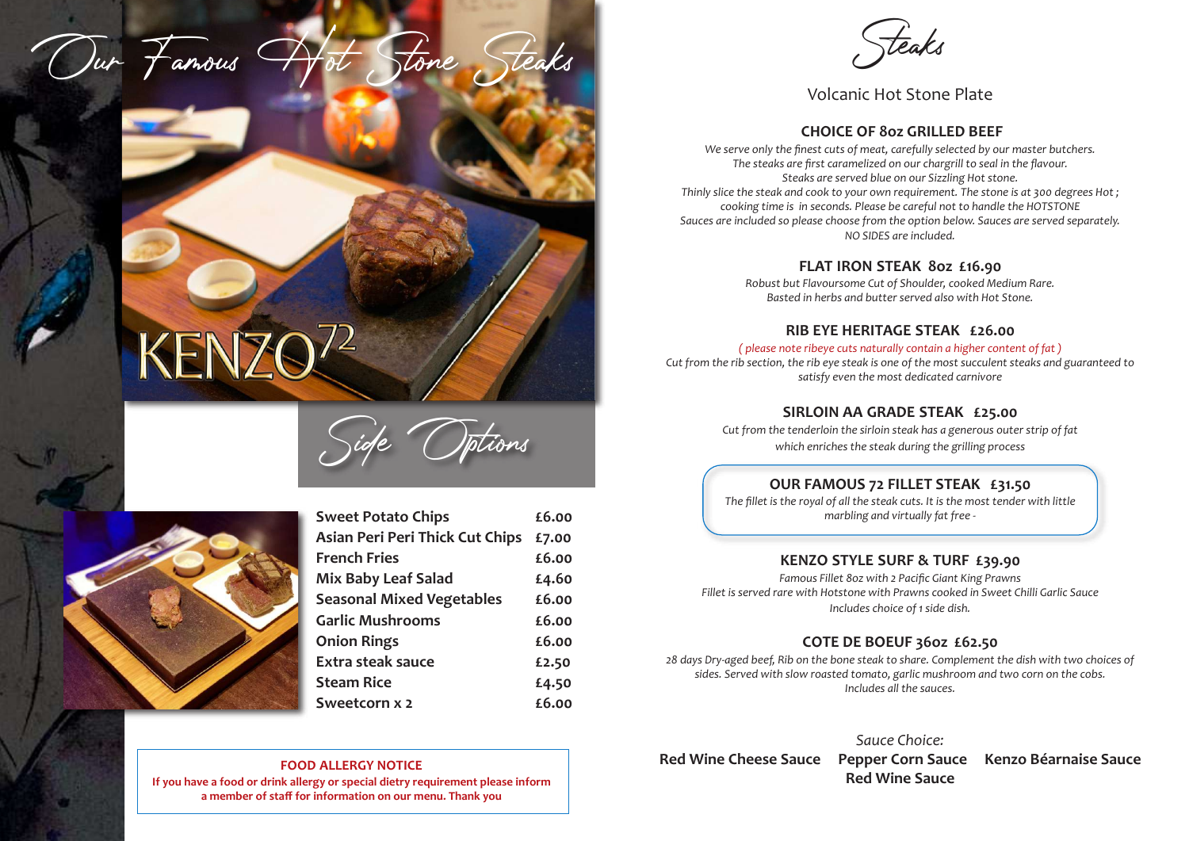# Our Famous Hot Stone Steaks

KENZO72

## Side Options

| | |
|---|---|
| Sweet Potato Chips | £6.00 |
| Asian Peri Peri Thick Cut Chips | £7.00 |
| French Fries | £6.00 |
| Mix Baby Leaf Salad | £4.60 |
| Seasonal Mixed Vegetables | £6.00 |
| Garlic Mushrooms | £6.00 |
| Onion Rings | £6.00 |
| Extra steak sauce | £2.50 |
| Steam Rice | £4.50 |
| Sweetcorn x 2 | £6.00 |

**FOOD ALLERGY NOTICE**
**If you have a food or drink allergy or special dietry requirement please inform a member of staff for information on our menu. Thank you**

# Steaks

Volcanic Hot Stone Plate

### CHOICE OF 8oz GRILLED BEEF

*We serve only the finest cuts of meat, carefully selected by our master butchers. The steaks are first caramelized on our chargrill to seal in the flavour. Steaks are served blue on our Sizzling Hot stone. Thinly slice the steak and cook to your own requirement. The stone is at 300 degrees Hot ; cooking time is in seconds. Please be careful not to handle the HOTSTONE Sauces are included so please choose from the option below. Sauces are served separately. NO SIDES are included.*

### FLAT IRON STEAK 8oz £16.90

*Robust but Flavoursome Cut of Shoulder, cooked Medium Rare. Basted in herbs and butter served also with Hot Stone.*

### RIB EYE HERITAGE STEAK £26.00

*( please note ribeye cuts naturally contain a higher content of fat )*
*Cut from the rib section, the rib eye steak is one of the most succulent steaks and guaranteed to satisfy even the most dedicated carnivore*

### SIRLOIN AA GRADE STEAK £25.00

*Cut from the tenderloin the sirloin steak has a generous outer strip of fat which enriches the steak during the grilling process*

### OUR FAMOUS 72 FILLET STEAK £31.50

*The fillet is the royal of all the steak cuts. It is the most tender with little marbling and virtually fat free -*

### KENZO STYLE SURF & TURF £39.90

*Famous Fillet 8oz with 2 Pacific Giant King Prawns Fillet is served rare with Hotstone with Prawns cooked in Sweet Chilli Garlic Sauce Includes choice of 1 side dish.*

### COTE DE BOEUF 36oz £62.50

*28 days Dry-aged beef, Rib on the bone steak to share. Complement the dish with two choices of sides. Served with slow roasted tomato, garlic mushroom and two corn on the cobs. Includes all the sauces.*

*Sauce Choice:*

**Red Wine Cheese Sauce** **Pepper Corn Sauce** **Kenzo Béarnaise Sauce** **Red Wine Sauce**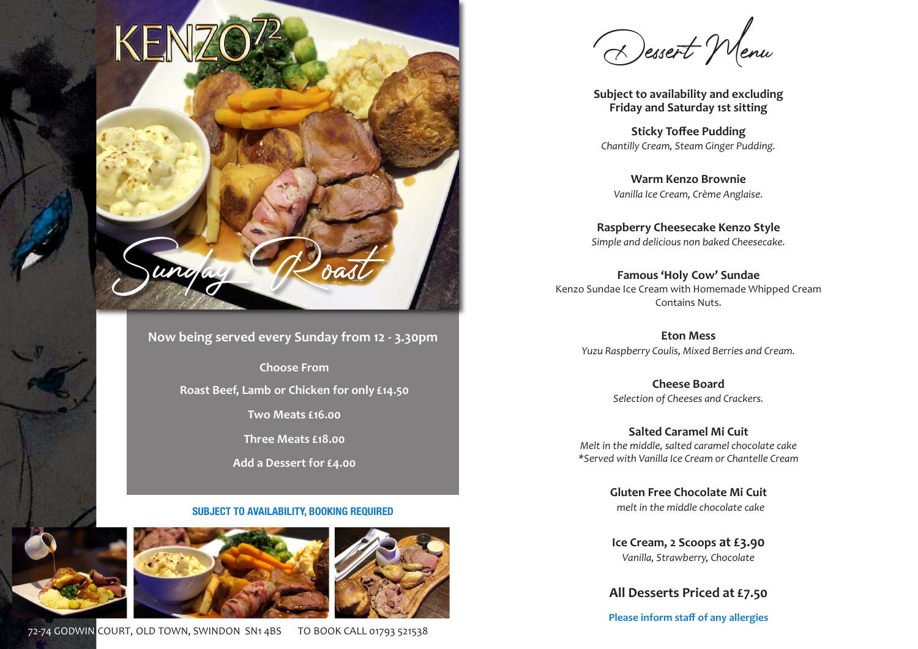# KENZO72

## Sunday Roast

**Now being served every Sunday from 12 - 3.30pm**

**Choose From**

**Roast Beef, Lamb or Chicken for only £14.50**

**Two Meats £16.00**

**Three Meats £18.00**

**Add a Dessert for £4.00**

**SUBJECT TO AVAILABILITY, BOOKING REQUIRED**

72-74 GODWIN COURT, OLD TOWN, SWINDON SN1 4BS TO BOOK CALL 01793 521538

## Dessert Menu

**Subject to availability and excluding Friday and Saturday 1st sitting**

**Sticky Toffee Pudding**
*Chantilly Cream, Steam Ginger Pudding.*

**Warm Kenzo Brownie**
*Vanilla Ice Cream, Crème Anglaise.*

**Raspberry Cheesecake Kenzo Style**
*Simple and delicious non baked Cheesecake.*

**Famous 'Holy Cow' Sundae**
Kenzo Sundae Ice Cream with Homemade Whipped Cream
Contains Nuts.

**Eton Mess**
*Yuzu Raspberry Coulis, Mixed Berries and Cream.*

**Cheese Board**
*Selection of Cheeses and Crackers.*

**Salted Caramel Mi Cuit**
*Melt in the middle, salted caramel chocolate cake*
*\*Served with Vanilla Ice Cream or Chantelle Cream*

**Gluten Free Chocolate Mi Cuit**
*melt in the middle chocolate cake*

**Ice Cream, 2 Scoops at £3.90**
*Vanilla, Strawberry, Chocolate*

**All Desserts Priced at £7.50**

**Please inform staff of any allergies**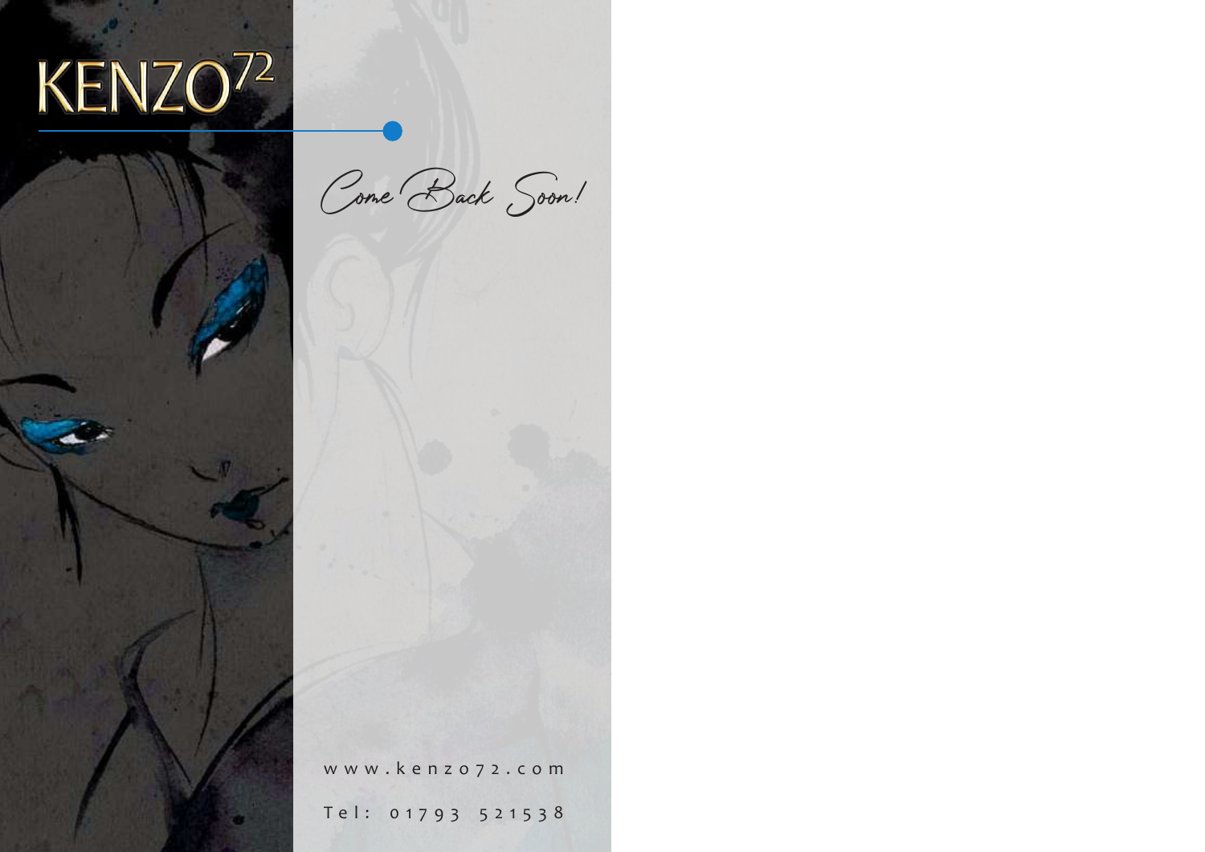# KENZO72

*Come Back Soon!*

www.kenzo72.com

Tel: 01793 521538